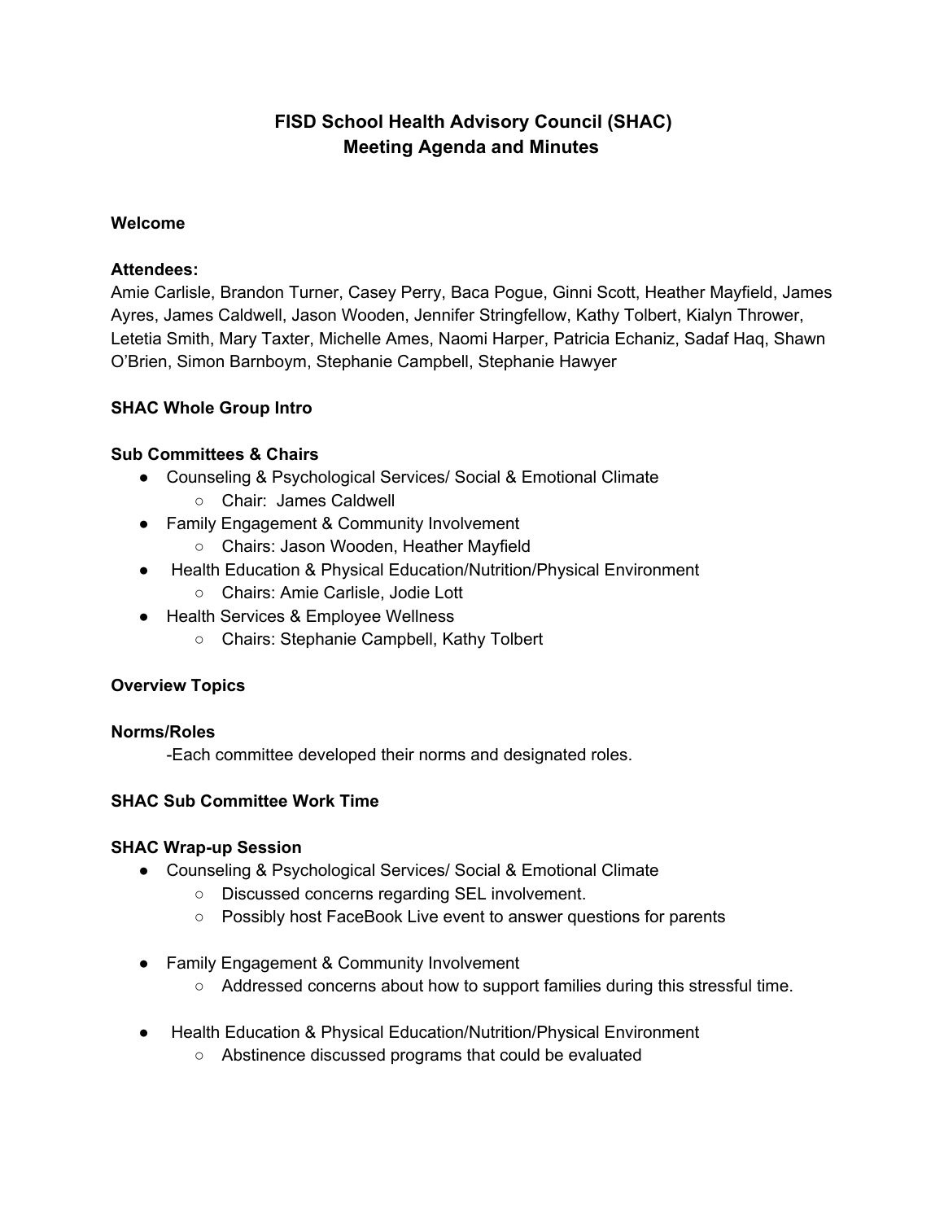# FISD School Health Advisory Council (SHAC)
# Meeting Agenda and Minutes

**Welcome**

**Attendees:**
Amie Carlisle, Brandon Turner, Casey Perry, Baca Pogue, Ginni Scott, Heather Mayfield, James Ayres, James Caldwell, Jason Wooden, Jennifer Stringfellow, Kathy Tolbert, Kialyn Thrower, Letetia Smith, Mary Taxter, Michelle Ames, Naomi Harper, Patricia Echaniz, Sadaf Haq, Shawn O'Brien, Simon Barnboym, Stephanie Campbell, Stephanie Hawyer

**SHAC Whole Group Intro**

**Sub Committees & Chairs**

- Counseling & Psychological Services/ Social & Emotional Climate
  - Chair: James Caldwell
- Family Engagement & Community Involvement
  - Chairs: Jason Wooden, Heather Mayfield
- Health Education & Physical Education/Nutrition/Physical Environment
  - Chairs: Amie Carlisle, Jodie Lott
- Health Services & Employee Wellness
  - Chairs: Stephanie Campbell, Kathy Tolbert

**Overview Topics**

**Norms/Roles**

-Each committee developed their norms and designated roles.

**SHAC Sub Committee Work Time**

**SHAC Wrap-up Session**

- Counseling & Psychological Services/ Social & Emotional Climate
  - Discussed concerns regarding SEL involvement.
  - Possibly host FaceBook Live event to answer questions for parents
- Family Engagement & Community Involvement
  - Addressed concerns about how to support families during this stressful time.
- Health Education & Physical Education/Nutrition/Physical Environment
  - Abstinence discussed programs that could be evaluated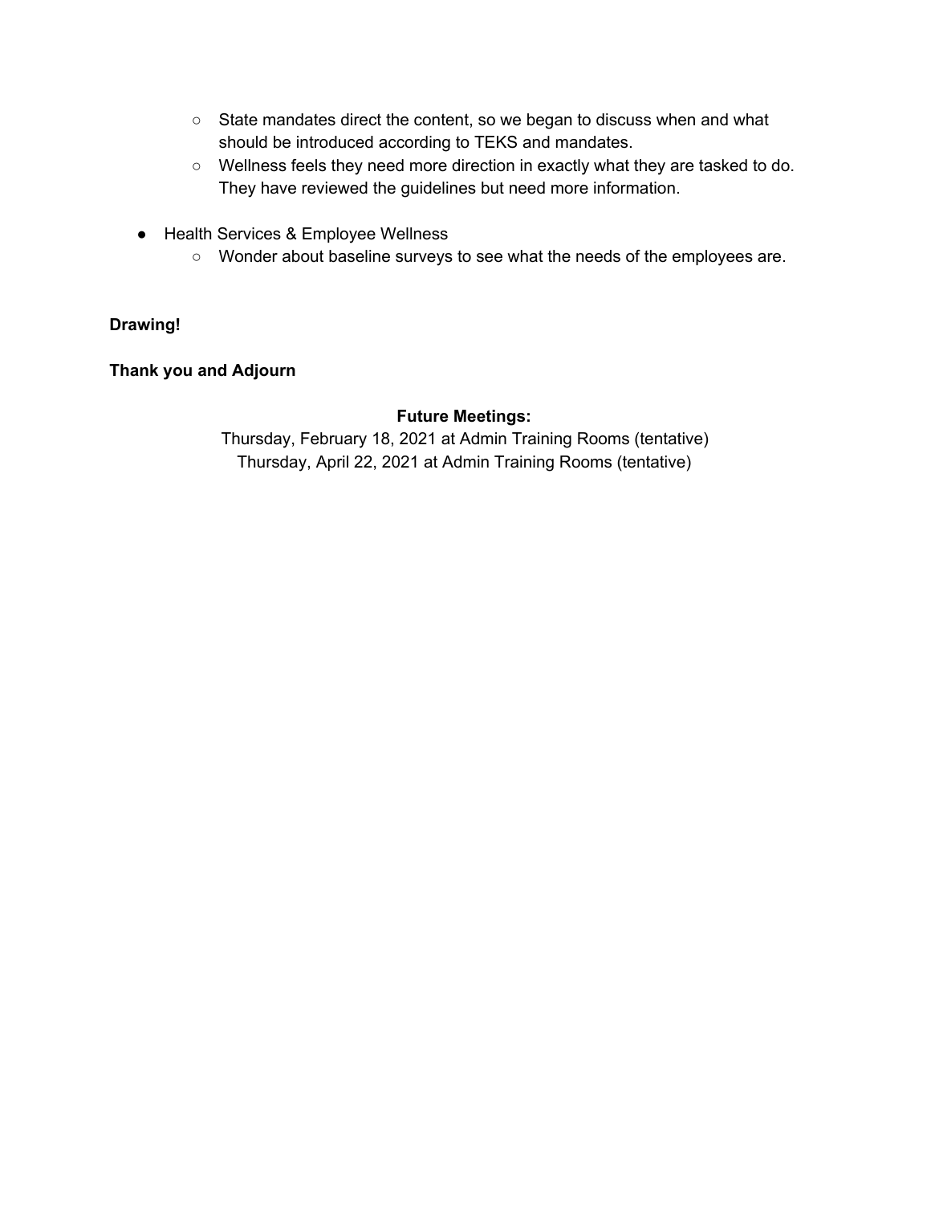- State mandates direct the content, so we began to discuss when and what should be introduced according to TEKS and mandates.
  - Wellness feels they need more direction in exactly what they are tasked to do. They have reviewed the guidelines but need more information.

- Health Services & Employee Wellness
  - Wonder about baseline surveys to see what the needs of the employees are.

**Drawing!**

**Thank you and Adjourn**

**Future Meetings:**

Thursday, February 18, 2021 at Admin Training Rooms (tentative)
Thursday, April 22, 2021 at Admin Training Rooms (tentative)